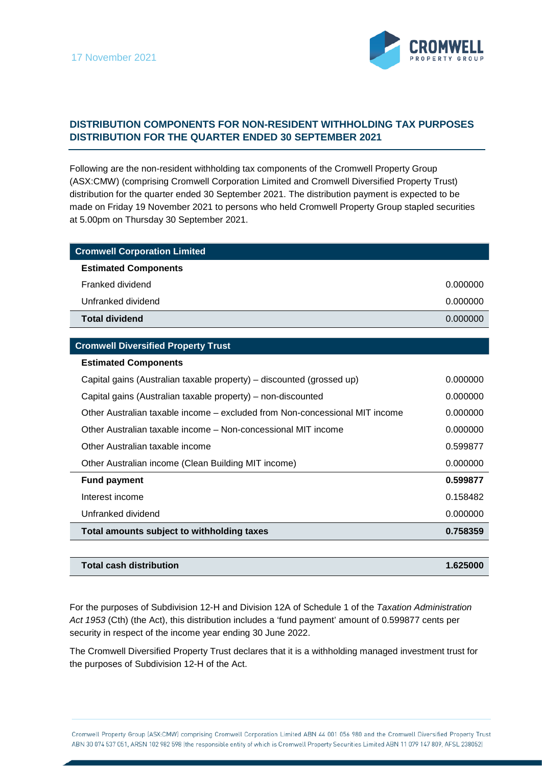17 November 2021

## DISTRIBUTION COMPONENTS FOR NON-RESIDENT WITHHOLDING TAX PURPOSES DISTRIBUTION FOR THE QUARTER ENDED 30 SEPTEMBER 2021

Following are the non-resident withholding tax components of the Cromwell Property Group (ASX:CMW) (comprising Cromwell Corporation Limited and Cromwell Diversified Property Trust) distribution for the quarter ended 30 September 2021. The distribution payment is expected to be made on Friday 19 November 2021 to persons who held Cromwell Property Group stapled securities at 5.00pm on Thursday 30 September 2021.

| Cromwell Corporation Limited | |
|---|---|
| **Estimated Components** | |
| Franked dividend | 0.000000 |
| Unfranked dividend | 0.000000 |
| **Total dividend** | 0.000000 |

| Cromwell Diversified Property Trust | |
|---|---|
| **Estimated Components** | |
| Capital gains (Australian taxable property) – discounted (grossed up) | 0.000000 |
| Capital gains (Australian taxable property) – non-discounted | 0.000000 |
| Other Australian taxable income – excluded from Non-concessional MIT income | 0.000000 |
| Other Australian taxable income – Non-concessional MIT income | 0.000000 |
| Other Australian taxable income | 0.599877 |
| Other Australian income (Clean Building MIT income) | 0.000000 |
| **Fund payment** | **0.599877** |
| Interest income | 0.158482 |
| Unfranked dividend | 0.000000 |
| **Total amounts subject to withholding taxes** | **0.758359** |
| | |
| **Total cash distribution** | **1.625000** |

For the purposes of Subdivision 12-H and Division 12A of Schedule 1 of the *Taxation Administration Act 1953* (Cth) (the Act), this distribution includes a 'fund payment' amount of 0.599877 cents per security in respect of the income year ending 30 June 2022.

The Cromwell Diversified Property Trust declares that it is a withholding managed investment trust for the purposes of Subdivision 12-H of the Act.

Cromwell Property Group (ASX:CMW) comprising Cromwell Corporation Limited ABN 44 001 056 980 and the Cromwell Diversified Property Trust ABN 30 074 537 051, ARSN 102 982 598 (the responsible entity of which is Cromwell Property Securities Limited ABN 11 079 147 809, AFSL 238052)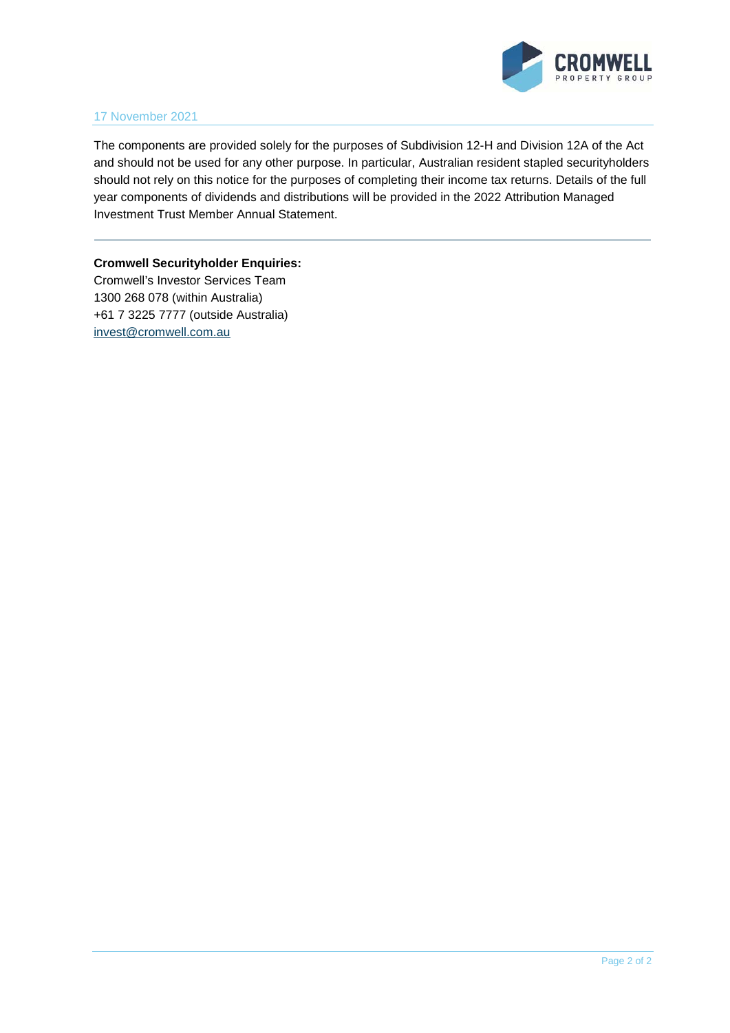17 November 2021

The components are provided solely for the purposes of Subdivision 12-H and Division 12A of the Act and should not be used for any other purpose. In particular, Australian resident stapled securityholders should not rely on this notice for the purposes of completing their income tax returns. Details of the full year components of dividends and distributions will be provided in the 2022 Attribution Managed Investment Trust Member Annual Statement.

---

**Cromwell Securityholder Enquiries:**
Cromwell's Investor Services Team
1300 268 078 (within Australia)
+61 7 3225 7777 (outside Australia)
invest@cromwell.com.au